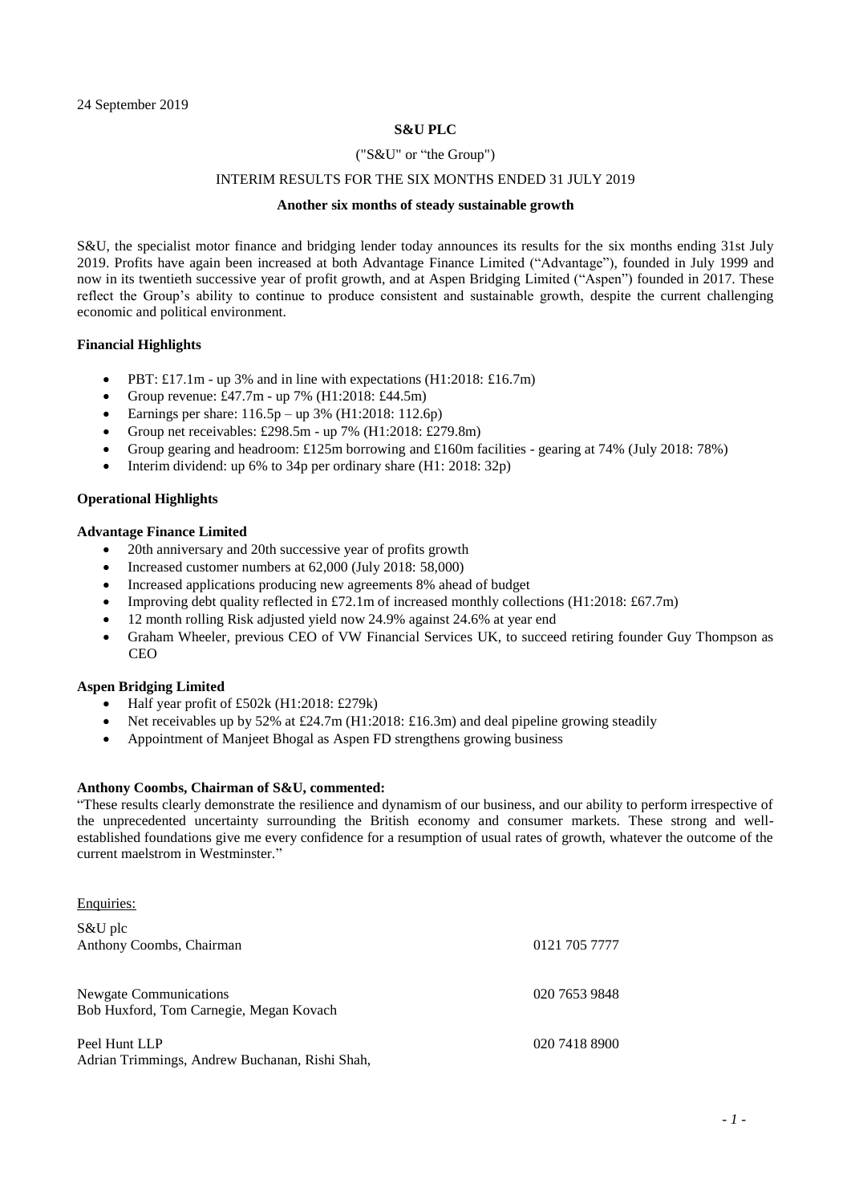24 September 2019

**S&U PLC**

("S&U" or "the Group")

INTERIM RESULTS FOR THE SIX MONTHS ENDED 31 JULY 2019

**Another six months of steady sustainable growth**

S&U, the specialist motor finance and bridging lender today announces its results for the six months ending 31st July 2019. Profits have again been increased at both Advantage Finance Limited ("Advantage"), founded in July 1999 and now in its twentieth successive year of profit growth, and at Aspen Bridging Limited ("Aspen") founded in 2017. These reflect the Group's ability to continue to produce consistent and sustainable growth, despite the current challenging economic and political environment.

**Financial Highlights**

- PBT: £17.1m - up 3% and in line with expectations (H1:2018: £16.7m)
- Group revenue: £47.7m - up 7% (H1:2018: £44.5m)
- Earnings per share: 116.5p – up 3% (H1:2018: 112.6p)
- Group net receivables: £298.5m - up 7% (H1:2018: £279.8m)
- Group gearing and headroom: £125m borrowing and £160m facilities - gearing at 74% (July 2018: 78%)
- Interim dividend: up 6% to 34p per ordinary share (H1: 2018: 32p)

**Operational Highlights**

**Advantage Finance Limited**

- 20th anniversary and 20th successive year of profits growth
- Increased customer numbers at 62,000 (July 2018: 58,000)
- Increased applications producing new agreements 8% ahead of budget
- Improving debt quality reflected in £72.1m of increased monthly collections (H1:2018: £67.7m)
- 12 month rolling Risk adjusted yield now 24.9% against 24.6% at year end
- Graham Wheeler, previous CEO of VW Financial Services UK, to succeed retiring founder Guy Thompson as CEO

**Aspen Bridging Limited**

- Half year profit of £502k (H1:2018: £279k)
- Net receivables up by 52% at £24.7m (H1:2018: £16.3m) and deal pipeline growing steadily
- Appointment of Manjeet Bhogal as Aspen FD strengthens growing business

**Anthony Coombs, Chairman of S&U, commented:**

"These results clearly demonstrate the resilience and dynamism of our business, and our ability to perform irrespective of the unprecedented uncertainty surrounding the British economy and consumer markets. These strong and well-established foundations give me every confidence for a resumption of usual rates of growth, whatever the outcome of the current maelstrom in Westminster."

Enquiries:

| | |
|---|---|
| S&U plc<br>Anthony Coombs, Chairman | 0121 705 7777 |
| Newgate Communications<br>Bob Huxford, Tom Carnegie, Megan Kovach | 020 7653 9848 |
| Peel Hunt LLP<br>Adrian Trimmings, Andrew Buchanan, Rishi Shah, | 020 7418 8900 |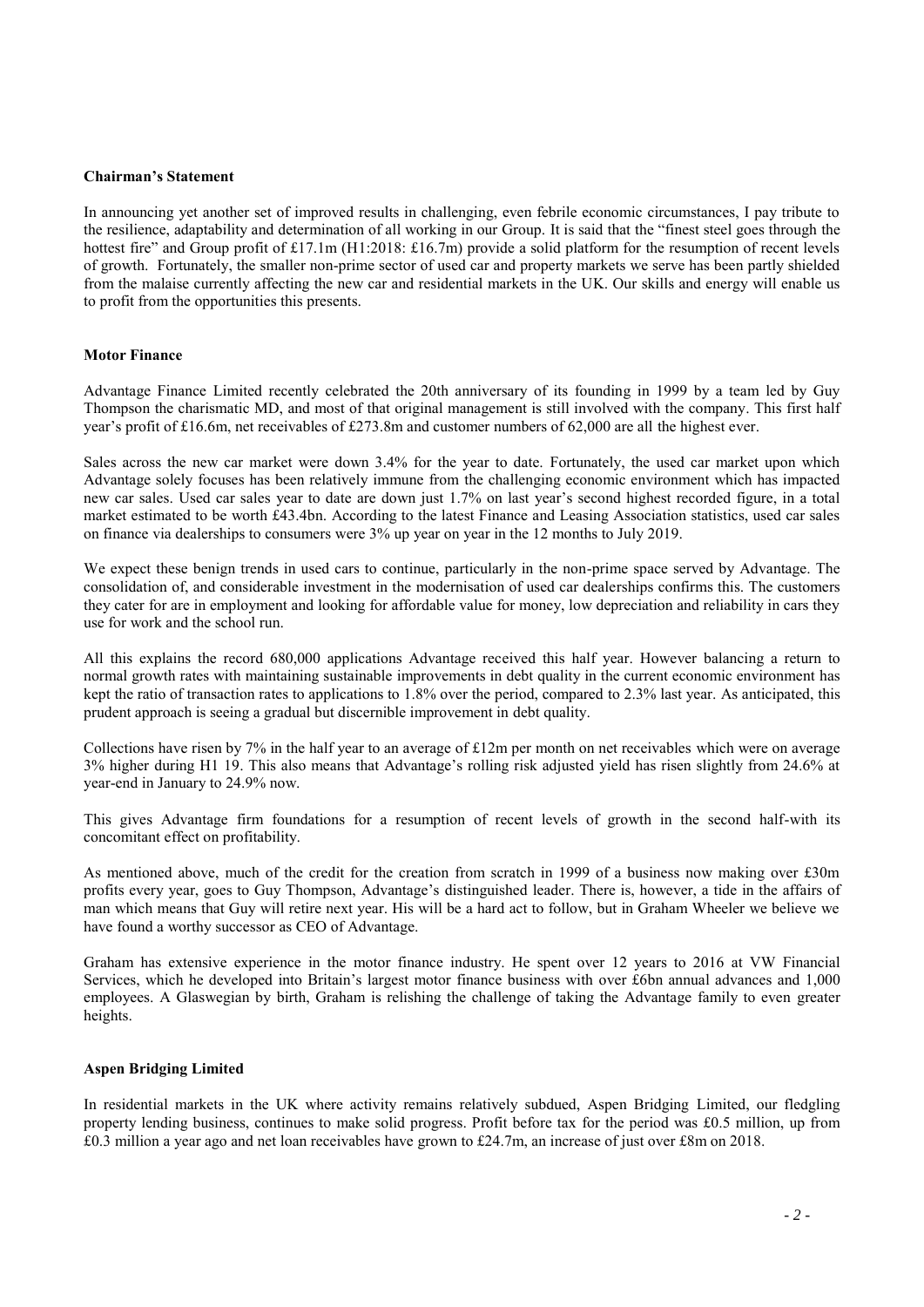**Chairman's Statement**

In announcing yet another set of improved results in challenging, even febrile economic circumstances, I pay tribute to the resilience, adaptability and determination of all working in our Group. It is said that the "finest steel goes through the hottest fire" and Group profit of £17.1m (H1:2018: £16.7m) provide a solid platform for the resumption of recent levels of growth. Fortunately, the smaller non-prime sector of used car and property markets we serve has been partly shielded from the malaise currently affecting the new car and residential markets in the UK. Our skills and energy will enable us to profit from the opportunities this presents.

**Motor Finance**

Advantage Finance Limited recently celebrated the 20th anniversary of its founding in 1999 by a team led by Guy Thompson the charismatic MD, and most of that original management is still involved with the company. This first half year's profit of £16.6m, net receivables of £273.8m and customer numbers of 62,000 are all the highest ever.

Sales across the new car market were down 3.4% for the year to date. Fortunately, the used car market upon which Advantage solely focuses has been relatively immune from the challenging economic environment which has impacted new car sales. Used car sales year to date are down just 1.7% on last year's second highest recorded figure, in a total market estimated to be worth £43.4bn. According to the latest Finance and Leasing Association statistics, used car sales on finance via dealerships to consumers were 3% up year on year in the 12 months to July 2019.

We expect these benign trends in used cars to continue, particularly in the non-prime space served by Advantage. The consolidation of, and considerable investment in the modernisation of used car dealerships confirms this. The customers they cater for are in employment and looking for affordable value for money, low depreciation and reliability in cars they use for work and the school run.

All this explains the record 680,000 applications Advantage received this half year. However balancing a return to normal growth rates with maintaining sustainable improvements in debt quality in the current economic environment has kept the ratio of transaction rates to applications to 1.8% over the period, compared to 2.3% last year. As anticipated, this prudent approach is seeing a gradual but discernible improvement in debt quality.

Collections have risen by 7% in the half year to an average of £12m per month on net receivables which were on average 3% higher during H1 19. This also means that Advantage's rolling risk adjusted yield has risen slightly from 24.6% at year-end in January to 24.9% now.

This gives Advantage firm foundations for a resumption of recent levels of growth in the second half-with its concomitant effect on profitability.

As mentioned above, much of the credit for the creation from scratch in 1999 of a business now making over £30m profits every year, goes to Guy Thompson, Advantage's distinguished leader. There is, however, a tide in the affairs of man which means that Guy will retire next year. His will be a hard act to follow, but in Graham Wheeler we believe we have found a worthy successor as CEO of Advantage.

Graham has extensive experience in the motor finance industry. He spent over 12 years to 2016 at VW Financial Services, which he developed into Britain's largest motor finance business with over £6bn annual advances and 1,000 employees. A Glaswegian by birth, Graham is relishing the challenge of taking the Advantage family to even greater heights.

**Aspen Bridging Limited**

In residential markets in the UK where activity remains relatively subdued, Aspen Bridging Limited, our fledgling property lending business, continues to make solid progress. Profit before tax for the period was £0.5 million, up from £0.3 million a year ago and net loan receivables have grown to £24.7m, an increase of just over £8m on 2018.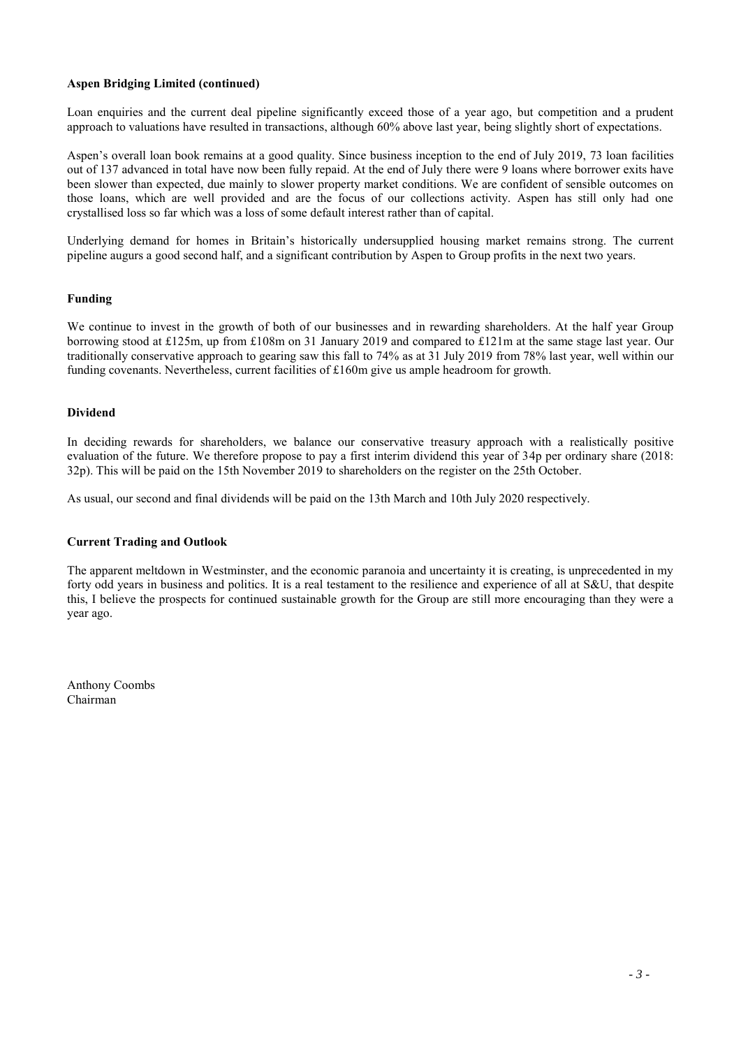**Aspen Bridging Limited (continued)**

Loan enquiries and the current deal pipeline significantly exceed those of a year ago, but competition and a prudent approach to valuations have resulted in transactions, although 60% above last year, being slightly short of expectations.

Aspen's overall loan book remains at a good quality. Since business inception to the end of July 2019, 73 loan facilities out of 137 advanced in total have now been fully repaid. At the end of July there were 9 loans where borrower exits have been slower than expected, due mainly to slower property market conditions. We are confident of sensible outcomes on those loans, which are well provided and are the focus of our collections activity. Aspen has still only had one crystallised loss so far which was a loss of some default interest rather than of capital.

Underlying demand for homes in Britain's historically undersupplied housing market remains strong. The current pipeline augurs a good second half, and a significant contribution by Aspen to Group profits in the next two years.

**Funding**

We continue to invest in the growth of both of our businesses and in rewarding shareholders. At the half year Group borrowing stood at £125m, up from £108m on 31 January 2019 and compared to £121m at the same stage last year. Our traditionally conservative approach to gearing saw this fall to 74% as at 31 July 2019 from 78% last year, well within our funding covenants. Nevertheless, current facilities of £160m give us ample headroom for growth.

**Dividend**

In deciding rewards for shareholders, we balance our conservative treasury approach with a realistically positive evaluation of the future. We therefore propose to pay a first interim dividend this year of 34p per ordinary share (2018: 32p). This will be paid on the 15th November 2019 to shareholders on the register on the 25th October.

As usual, our second and final dividends will be paid on the 13th March and 10th July 2020 respectively.

**Current Trading and Outlook**

The apparent meltdown in Westminster, and the economic paranoia and uncertainty it is creating, is unprecedented in my forty odd years in business and politics. It is a real testament to the resilience and experience of all at S&U, that despite this, I believe the prospects for continued sustainable growth for the Group are still more encouraging than they were a year ago.

Anthony Coombs
Chairman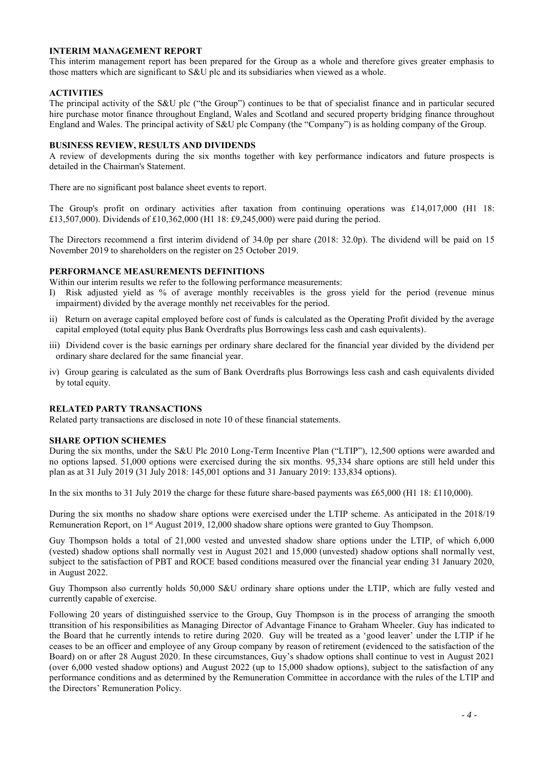## INTERIM MANAGEMENT REPORT

This interim management report has been prepared for the Group as a whole and therefore gives greater emphasis to those matters which are significant to S&U plc and its subsidiaries when viewed as a whole.

## ACTIVITIES

The principal activity of the S&U plc ("the Group") continues to be that of specialist finance and in particular secured hire purchase motor finance throughout England, Wales and Scotland and secured property bridging finance throughout England and Wales. The principal activity of S&U plc Company (the "Company") is as holding company of the Group.

## BUSINESS REVIEW, RESULTS AND DIVIDENDS

A review of developments during the six months together with key performance indicators and future prospects is detailed in the Chairman's Statement.

There are no significant post balance sheet events to report.

The Group's profit on ordinary activities after taxation from continuing operations was £14,017,000 (H1 18: £13,507,000). Dividends of £10,362,000 (H1 18: £9,245,000) were paid during the period.

The Directors recommend a first interim dividend of 34.0p per share (2018: 32.0p). The dividend will be paid on 15 November 2019 to shareholders on the register on 25 October 2019.

## PERFORMANCE MEASUREMENTS DEFINITIONS

Within our interim results we refer to the following performance measurements:

I) Risk adjusted yield as % of average monthly receivables is the gross yield for the period (revenue minus impairment) divided by the average monthly net receivables for the period.

ii) Return on average capital employed before cost of funds is calculated as the Operating Profit divided by the average capital employed (total equity plus Bank Overdrafts plus Borrowings less cash and cash equivalents).

iii) Dividend cover is the basic earnings per ordinary share declared for the financial year divided by the dividend per ordinary share declared for the same financial year.

iv) Group gearing is calculated as the sum of Bank Overdrafts plus Borrowings less cash and cash equivalents divided by total equity.

## RELATED PARTY TRANSACTIONS

Related party transactions are disclosed in note 10 of these financial statements.

## SHARE OPTION SCHEMES

During the six months, under the S&U Plc 2010 Long-Term Incentive Plan ("LTIP"), 12,500 options were awarded and no options lapsed. 51,000 options were exercised during the six months. 95,334 share options are still held under this plan as at 31 July 2019 (31 July 2018: 145,001 options and 31 January 2019: 133,834 options).

In the six months to 31 July 2019 the charge for these future share-based payments was £65,000 (H1 18: £110,000).

During the six months no shadow share options were exercised under the LTIP scheme. As anticipated in the 2018/19 Remuneration Report, on 1st August 2019, 12,000 shadow share options were granted to Guy Thompson.

Guy Thompson holds a total of 21,000 vested and unvested shadow share options under the LTIP, of which 6,000 (vested) shadow options shall normally vest in August 2021 and 15,000 (unvested) shadow options shall normally vest, subject to the satisfaction of PBT and ROCE based conditions measured over the financial year ending 31 January 2020, in August 2022.

Guy Thompson also currently holds 50,000 S&U ordinary share options under the LTIP, which are fully vested and currently capable of exercise.

Following 20 years of distinguished sservice to the Group, Guy Thompson is in the process of arranging the smooth ttransition of his responsibilities as Managing Director of Advantage Finance to Graham Wheeler. Guy has indicated to the Board that he currently intends to retire during 2020. Guy will be treated as a 'good leaver' under the LTIP if he ceases to be an officer and employee of any Group company by reason of retirement (evidenced to the satisfaction of the Board) on or after 28 August 2020. In these circumstances, Guy's shadow options shall continue to vest in August 2021 (over 6,000 vested shadow options) and August 2022 (up to 15,000 shadow options), subject to the satisfaction of any performance conditions and as determined by the Remuneration Committee in accordance with the rules of the LTIP and the Directors' Remuneration Policy.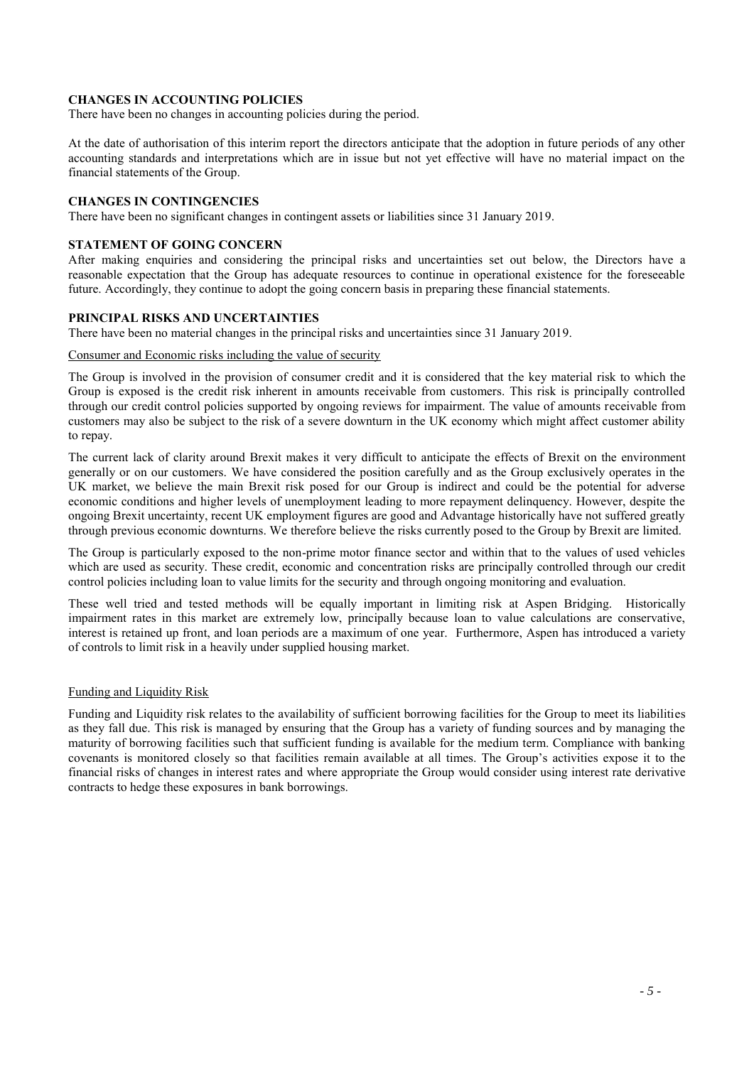## CHANGES IN ACCOUNTING POLICIES

There have been no changes in accounting policies during the period.

At the date of authorisation of this interim report the directors anticipate that the adoption in future periods of any other accounting standards and interpretations which are in issue but not yet effective will have no material impact on the financial statements of the Group.

## CHANGES IN CONTINGENCIES

There have been no significant changes in contingent assets or liabilities since 31 January 2019.

## STATEMENT OF GOING CONCERN

After making enquiries and considering the principal risks and uncertainties set out below, the Directors have a reasonable expectation that the Group has adequate resources to continue in operational existence for the foreseeable future. Accordingly, they continue to adopt the going concern basis in preparing these financial statements.

## PRINCIPAL RISKS AND UNCERTAINTIES

There have been no material changes in the principal risks and uncertainties since 31 January 2019.

### Consumer and Economic risks including the value of security

The Group is involved in the provision of consumer credit and it is considered that the key material risk to which the Group is exposed is the credit risk inherent in amounts receivable from customers. This risk is principally controlled through our credit control policies supported by ongoing reviews for impairment. The value of amounts receivable from customers may also be subject to the risk of a severe downturn in the UK economy which might affect customer ability to repay.

The current lack of clarity around Brexit makes it very difficult to anticipate the effects of Brexit on the environment generally or on our customers. We have considered the position carefully and as the Group exclusively operates in the UK market, we believe the main Brexit risk posed for our Group is indirect and could be the potential for adverse economic conditions and higher levels of unemployment leading to more repayment delinquency. However, despite the ongoing Brexit uncertainty, recent UK employment figures are good and Advantage historically have not suffered greatly through previous economic downturns. We therefore believe the risks currently posed to the Group by Brexit are limited.

The Group is particularly exposed to the non-prime motor finance sector and within that to the values of used vehicles which are used as security. These credit, economic and concentration risks are principally controlled through our credit control policies including loan to value limits for the security and through ongoing monitoring and evaluation.

These well tried and tested methods will be equally important in limiting risk at Aspen Bridging. Historically impairment rates in this market are extremely low, principally because loan to value calculations are conservative, interest is retained up front, and loan periods are a maximum of one year. Furthermore, Aspen has introduced a variety of controls to limit risk in a heavily under supplied housing market.

### Funding and Liquidity Risk

Funding and Liquidity risk relates to the availability of sufficient borrowing facilities for the Group to meet its liabilities as they fall due. This risk is managed by ensuring that the Group has a variety of funding sources and by managing the maturity of borrowing facilities such that sufficient funding is available for the medium term. Compliance with banking covenants is monitored closely so that facilities remain available at all times. The Group's activities expose it to the financial risks of changes in interest rates and where appropriate the Group would consider using interest rate derivative contracts to hedge these exposures in bank borrowings.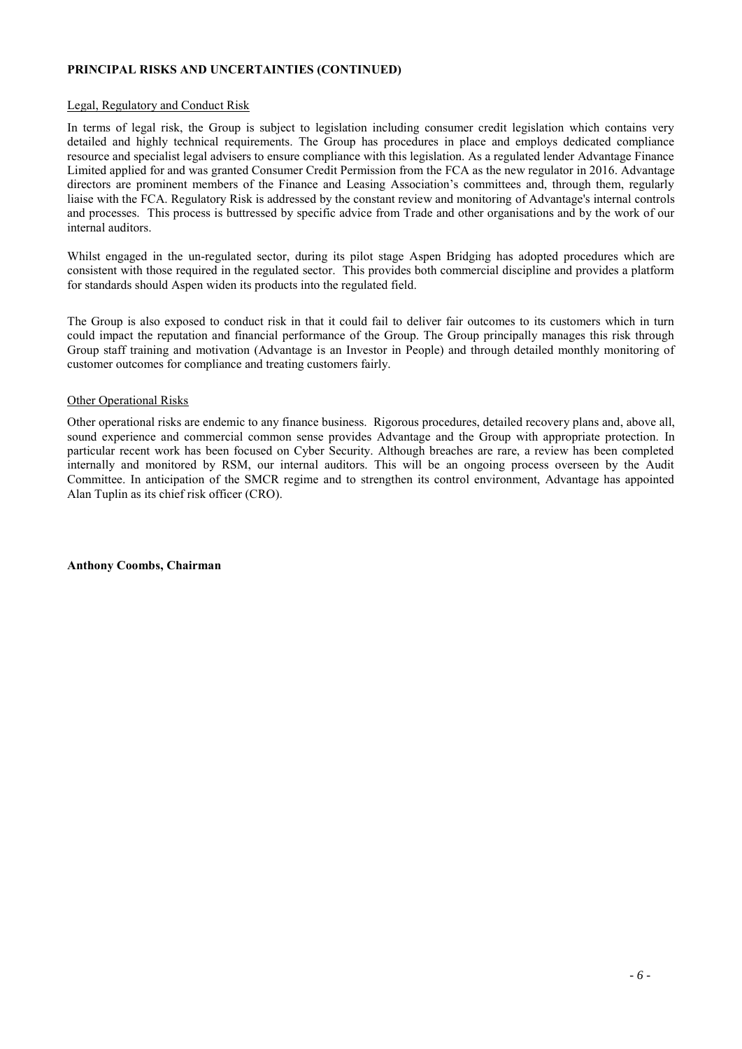## PRINCIPAL RISKS AND UNCERTAINTIES (CONTINUED)

### Legal, Regulatory and Conduct Risk

In terms of legal risk, the Group is subject to legislation including consumer credit legislation which contains very detailed and highly technical requirements. The Group has procedures in place and employs dedicated compliance resource and specialist legal advisers to ensure compliance with this legislation. As a regulated lender Advantage Finance Limited applied for and was granted Consumer Credit Permission from the FCA as the new regulator in 2016. Advantage directors are prominent members of the Finance and Leasing Association's committees and, through them, regularly liaise with the FCA. Regulatory Risk is addressed by the constant review and monitoring of Advantage's internal controls and processes. This process is buttressed by specific advice from Trade and other organisations and by the work of our internal auditors.

Whilst engaged in the un-regulated sector, during its pilot stage Aspen Bridging has adopted procedures which are consistent with those required in the regulated sector. This provides both commercial discipline and provides a platform for standards should Aspen widen its products into the regulated field.

The Group is also exposed to conduct risk in that it could fail to deliver fair outcomes to its customers which in turn could impact the reputation and financial performance of the Group. The Group principally manages this risk through Group staff training and motivation (Advantage is an Investor in People) and through detailed monthly monitoring of customer outcomes for compliance and treating customers fairly.

### Other Operational Risks

Other operational risks are endemic to any finance business. Rigorous procedures, detailed recovery plans and, above all, sound experience and commercial common sense provides Advantage and the Group with appropriate protection. In particular recent work has been focused on Cyber Security. Although breaches are rare, a review has been completed internally and monitored by RSM, our internal auditors. This will be an ongoing process overseen by the Audit Committee. In anticipation of the SMCR regime and to strengthen its control environment, Advantage has appointed Alan Tuplin as its chief risk officer (CRO).

**Anthony Coombs, Chairman**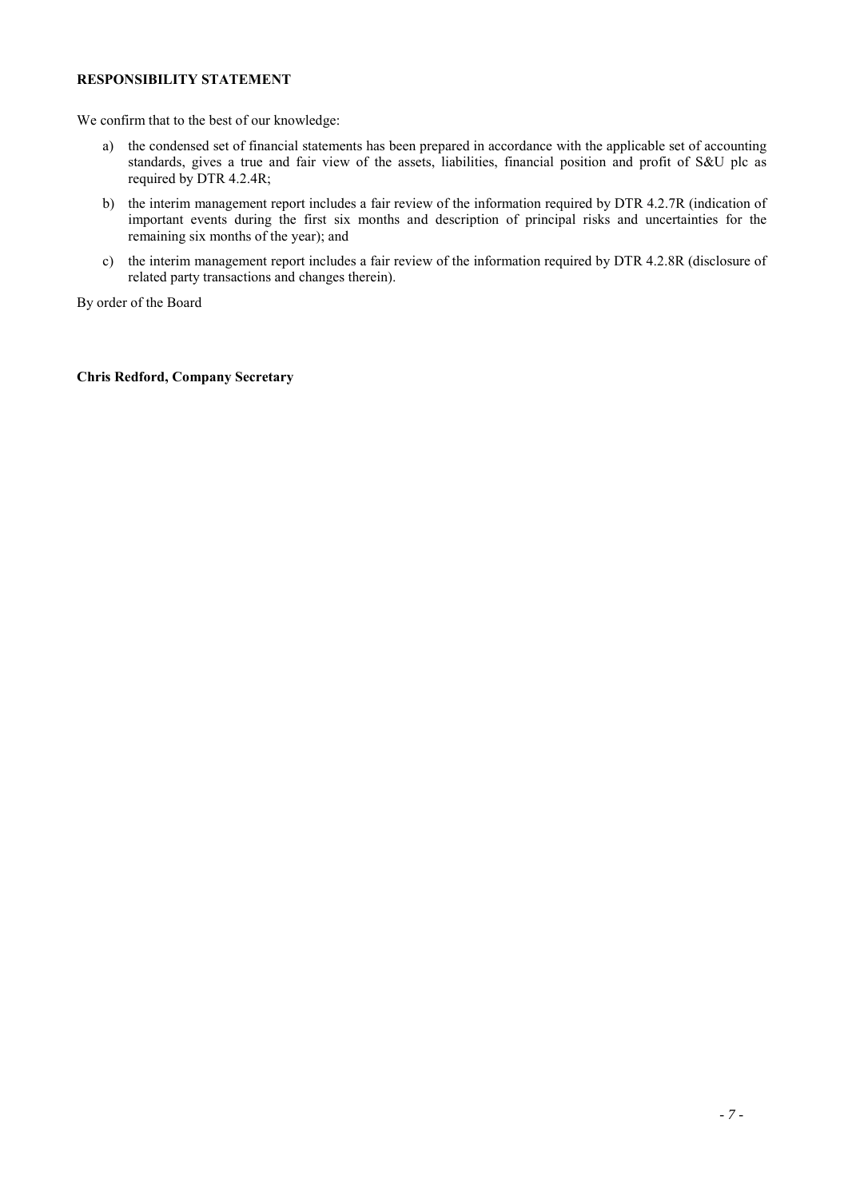**RESPONSIBILITY STATEMENT**

We confirm that to the best of our knowledge:

a) the condensed set of financial statements has been prepared in accordance with the applicable set of accounting standards, gives a true and fair view of the assets, liabilities, financial position and profit of S&U plc as required by DTR 4.2.4R;

b) the interim management report includes a fair review of the information required by DTR 4.2.7R (indication of important events during the first six months and description of principal risks and uncertainties for the remaining six months of the year); and

c) the interim management report includes a fair review of the information required by DTR 4.2.8R (disclosure of related party transactions and changes therein).

By order of the Board

**Chris Redford, Company Secretary**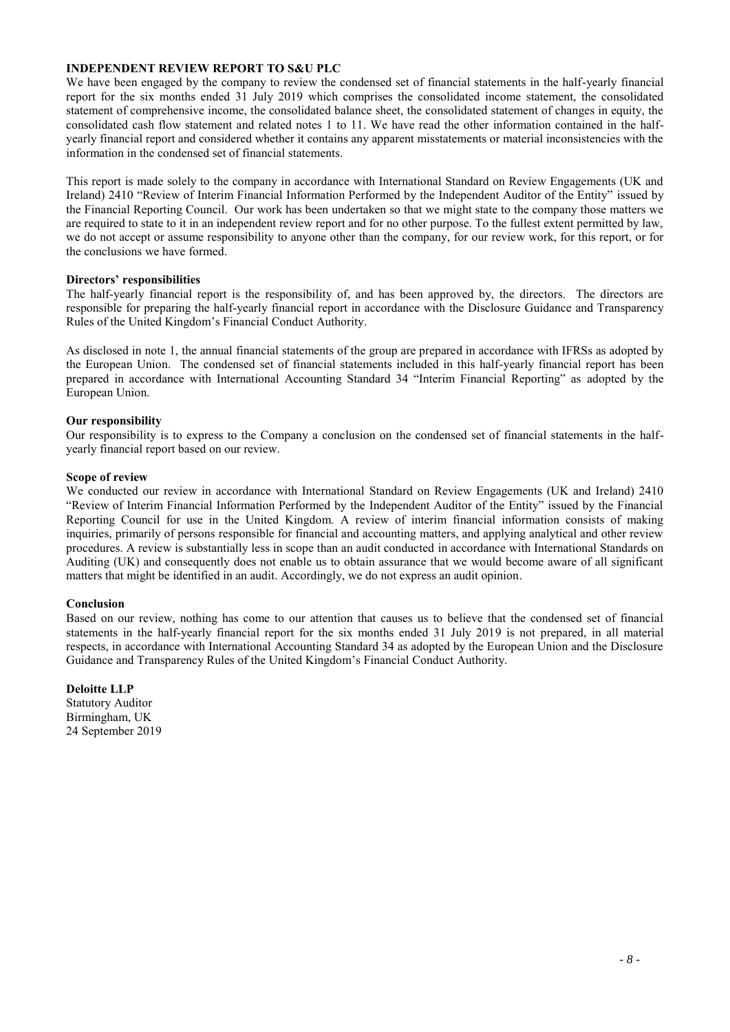## INDEPENDENT REVIEW REPORT TO S&U PLC

We have been engaged by the company to review the condensed set of financial statements in the half-yearly financial report for the six months ended 31 July 2019 which comprises the consolidated income statement, the consolidated statement of comprehensive income, the consolidated balance sheet, the consolidated statement of changes in equity, the consolidated cash flow statement and related notes 1 to 11. We have read the other information contained in the half-yearly financial report and considered whether it contains any apparent misstatements or material inconsistencies with the information in the condensed set of financial statements.

This report is made solely to the company in accordance with International Standard on Review Engagements (UK and Ireland) 2410 "Review of Interim Financial Information Performed by the Independent Auditor of the Entity" issued by the Financial Reporting Council. Our work has been undertaken so that we might state to the company those matters we are required to state to it in an independent review report and for no other purpose. To the fullest extent permitted by law, we do not accept or assume responsibility to anyone other than the company, for our review work, for this report, or for the conclusions we have formed.

### Directors' responsibilities

The half-yearly financial report is the responsibility of, and has been approved by, the directors. The directors are responsible for preparing the half-yearly financial report in accordance with the Disclosure Guidance and Transparency Rules of the United Kingdom's Financial Conduct Authority.

As disclosed in note 1, the annual financial statements of the group are prepared in accordance with IFRSs as adopted by the European Union. The condensed set of financial statements included in this half-yearly financial report has been prepared in accordance with International Accounting Standard 34 "Interim Financial Reporting" as adopted by the European Union.

### Our responsibility

Our responsibility is to express to the Company a conclusion on the condensed set of financial statements in the half-yearly financial report based on our review.

### Scope of review

We conducted our review in accordance with International Standard on Review Engagements (UK and Ireland) 2410 "Review of Interim Financial Information Performed by the Independent Auditor of the Entity" issued by the Financial Reporting Council for use in the United Kingdom. A review of interim financial information consists of making inquiries, primarily of persons responsible for financial and accounting matters, and applying analytical and other review procedures. A review is substantially less in scope than an audit conducted in accordance with International Standards on Auditing (UK) and consequently does not enable us to obtain assurance that we would become aware of all significant matters that might be identified in an audit. Accordingly, we do not express an audit opinion.

### Conclusion

Based on our review, nothing has come to our attention that causes us to believe that the condensed set of financial statements in the half-yearly financial report for the six months ended 31 July 2019 is not prepared, in all material respects, in accordance with International Accounting Standard 34 as adopted by the European Union and the Disclosure Guidance and Transparency Rules of the United Kingdom's Financial Conduct Authority.

**Deloitte LLP**
Statutory Auditor
Birmingham, UK
24 September 2019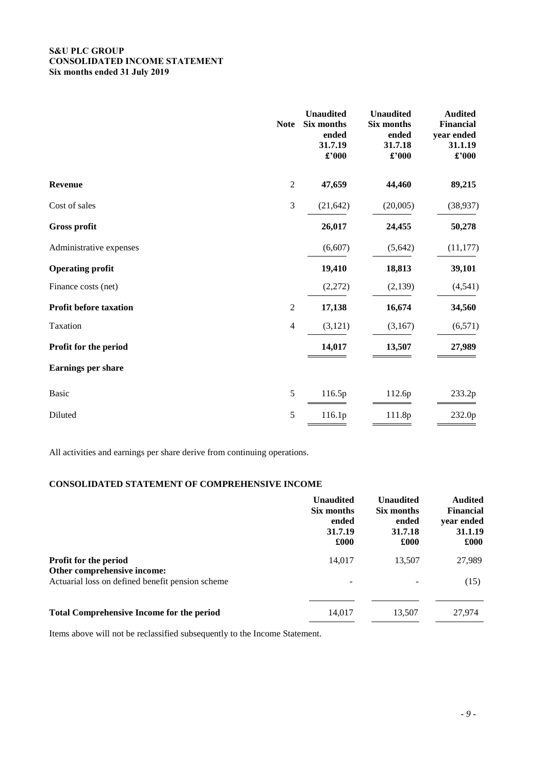**S&U PLC GROUP**
**CONSOLIDATED INCOME STATEMENT**
**Six months ended 31 July 2019**

| | Note | Unaudited Six months ended 31.7.19 £'000 | Unaudited Six months ended 31.7.18 £'000 | Audited Financial year ended 31.1.19 £'000 |
|---|---|---|---|---|
| **Revenue** | 2 | **47,659** | **44,460** | **89,215** |
| Cost of sales | 3 | (21,642) | (20,005) | (38,937) |
| **Gross profit** | | **26,017** | **24,455** | **50,278** |
| Administrative expenses | | (6,607) | (5,642) | (11,177) |
| **Operating profit** | | **19,410** | **18,813** | **39,101** |
| Finance costs (net) | | (2,272) | (2,139) | (4,541) |
| **Profit before taxation** | 2 | **17,138** | **16,674** | **34,560** |
| Taxation | 4 | (3,121) | (3,167) | (6,571) |
| **Profit for the period** | | **14,017** | **13,507** | **27,989** |
| **Earnings per share** | | | | |
| Basic | 5 | 116.5p | 112.6p | 233.2p |
| Diluted | 5 | 116.1p | 111.8p | 232.0p |

All activities and earnings per share derive from continuing operations.

**CONSOLIDATED STATEMENT OF COMPREHENSIVE INCOME**

| | Unaudited Six months ended 31.7.19 £000 | Unaudited Six months ended 31.7.18 £000 | Audited Financial year ended 31.1.19 £000 |
|---|---|---|---|
| **Profit for the period** | 14,017 | 13,507 | 27,989 |
| **Other comprehensive income:** | | | |
| Actuarial loss on defined benefit pension scheme | - | - | (15) |
| **Total Comprehensive Income for the period** | 14,017 | 13,507 | 27,974 |

Items above will not be reclassified subsequently to the Income Statement.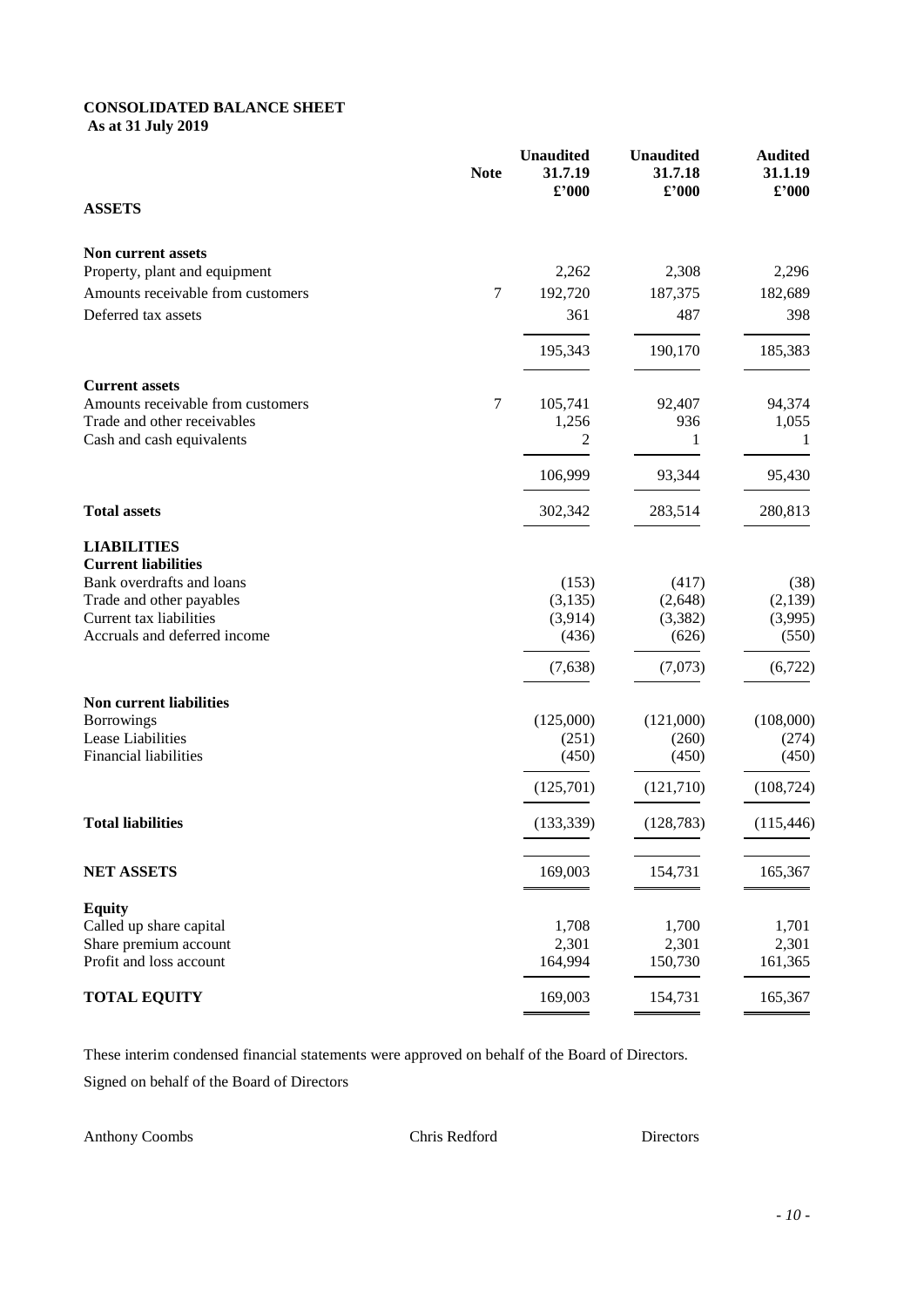**CONSOLIDATED BALANCE SHEET**
**As at 31 July 2019**

| | Note | Unaudited 31.7.19 £'000 | Unaudited 31.7.18 £'000 | Audited 31.1.19 £'000 |
|---|---|---|---|---|
| **ASSETS** | | | | |
| **Non current assets** | | | | |
| Property, plant and equipment | | 2,262 | 2,308 | 2,296 |
| Amounts receivable from customers | 7 | 192,720 | 187,375 | 182,689 |
| Deferred tax assets | | 361 | 487 | 398 |
| | | 195,343 | 190,170 | 185,383 |
| **Current assets** | | | | |
| Amounts receivable from customers | 7 | 105,741 | 92,407 | 94,374 |
| Trade and other receivables | | 1,256 | 936 | 1,055 |
| Cash and cash equivalents | | 2 | 1 | 1 |
| | | 106,999 | 93,344 | 95,430 |
| **Total assets** | | 302,342 | 283,514 | 280,813 |
| **LIABILITIES** | | | | |
| **Current liabilities** | | | | |
| Bank overdrafts and loans | | (153) | (417) | (38) |
| Trade and other payables | | (3,135) | (2,648) | (2,139) |
| Current tax liabilities | | (3,914) | (3,382) | (3,995) |
| Accruals and deferred income | | (436) | (626) | (550) |
| | | (7,638) | (7,073) | (6,722) |
| **Non current liabilities** | | | | |
| Borrowings | | (125,000) | (121,000) | (108,000) |
| Lease Liabilities | | (251) | (260) | (274) |
| Financial liabilities | | (450) | (450) | (450) |
| | | (125,701) | (121,710) | (108,724) |
| **Total liabilities** | | (133,339) | (128,783) | (115,446) |
| **NET ASSETS** | | 169,003 | 154,731 | 165,367 |
| **Equity** | | | | |
| Called up share capital | | 1,708 | 1,700 | 1,701 |
| Share premium account | | 2,301 | 2,301 | 2,301 |
| Profit and loss account | | 164,994 | 150,730 | 161,365 |
| **TOTAL EQUITY** | | 169,003 | 154,731 | 165,367 |

These interim condensed financial statements were approved on behalf of the Board of Directors.

Signed on behalf of the Board of Directors

Anthony Coombs Chris Redford Directors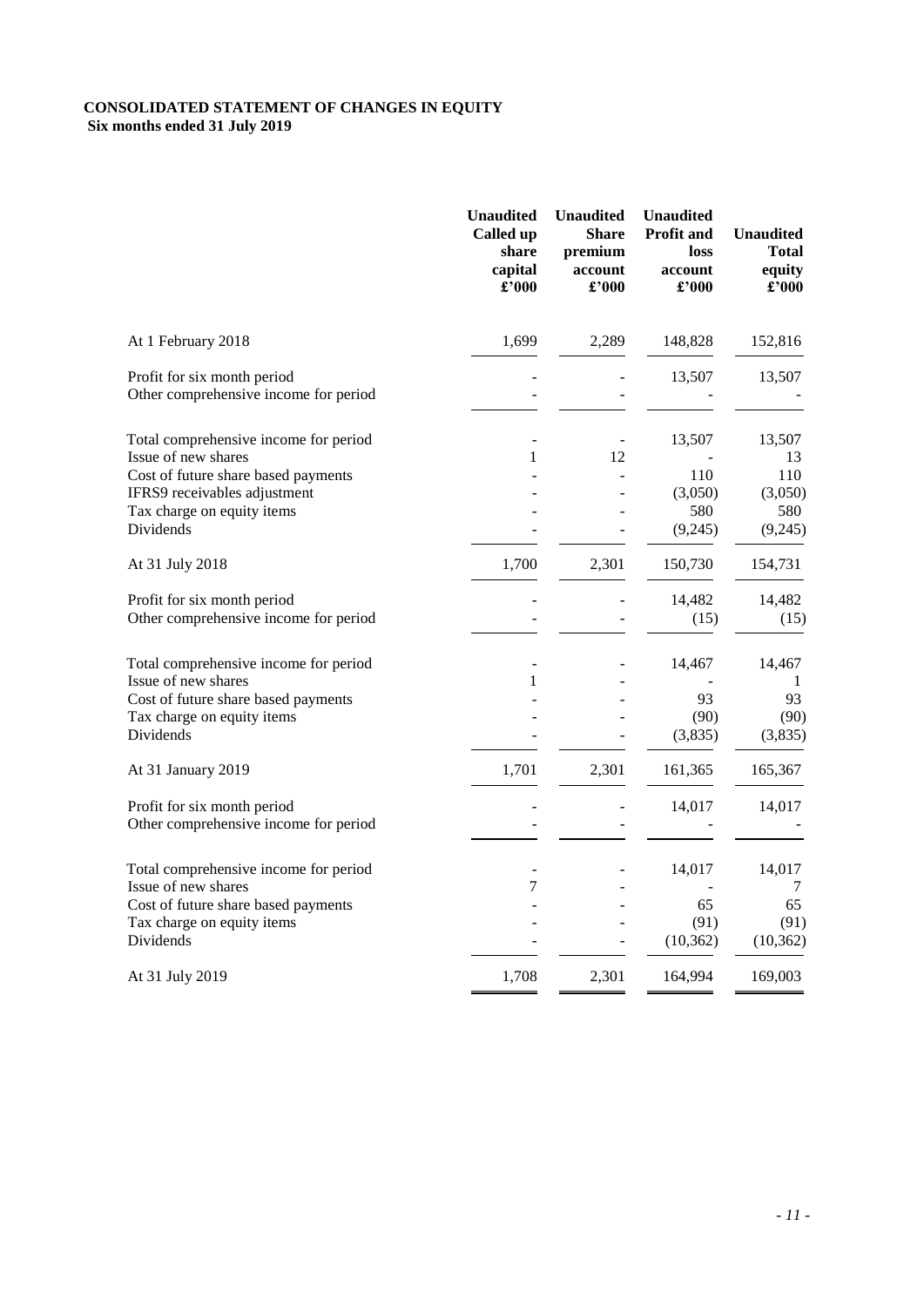**CONSOLIDATED STATEMENT OF CHANGES IN EQUITY**
**Six months ended 31 July 2019**

| | Unaudited Called up share capital £'000 | Unaudited Share premium account £'000 | Unaudited Profit and loss account £'000 | Unaudited Total equity £'000 |
|---|---|---|---|---|
| At 1 February 2018 | 1,699 | 2,289 | 148,828 | 152,816 |
| Profit for six month period | - | - | 13,507 | 13,507 |
| Other comprehensive income for period | - | - | - | - |
| Total comprehensive income for period | - | - | 13,507 | 13,507 |
| Issue of new shares | 1 | 12 | - | 13 |
| Cost of future share based payments | - | - | 110 | 110 |
| IFRS9 receivables adjustment | - | - | (3,050) | (3,050) |
| Tax charge on equity items | - | - | 580 | 580 |
| Dividends | - | - | (9,245) | (9,245) |
| At 31 July 2018 | 1,700 | 2,301 | 150,730 | 154,731 |
| Profit for six month period | - | - | 14,482 | 14,482 |
| Other comprehensive income for period | - | - | (15) | (15) |
| Total comprehensive income for period | - | - | 14,467 | 14,467 |
| Issue of new shares | 1 | - | - | 1 |
| Cost of future share based payments | - | - | 93 | 93 |
| Tax charge on equity items | - | - | (90) | (90) |
| Dividends | - | - | (3,835) | (3,835) |
| At 31 January 2019 | 1,701 | 2,301 | 161,365 | 165,367 |
| Profit for six month period | - | - | 14,017 | 14,017 |
| Other comprehensive income for period | - | - | - | - |
| Total comprehensive income for period | - | - | 14,017 | 14,017 |
| Issue of new shares | 7 | - | - | 7 |
| Cost of future share based payments | - | - | 65 | 65 |
| Tax charge on equity items | - | - | (91) | (91) |
| Dividends | - | - | (10,362) | (10,362) |
| At 31 July 2019 | 1,708 | 2,301 | 164,994 | 169,003 |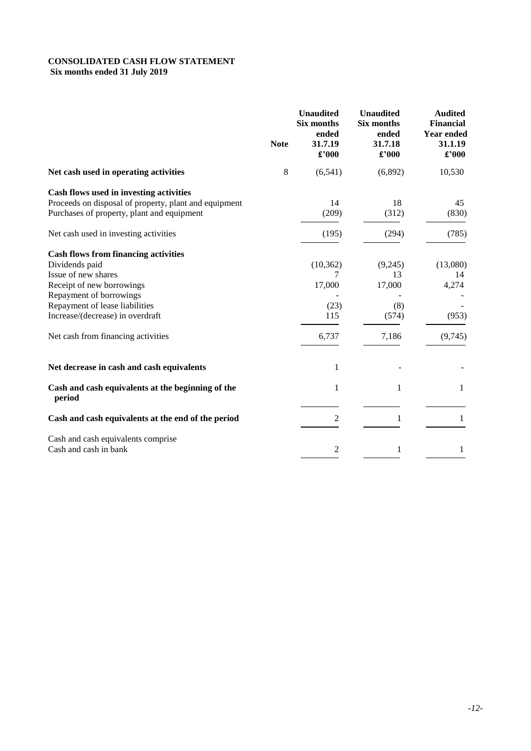**CONSOLIDATED CASH FLOW STATEMENT**
**Six months ended 31 July 2019**

| | Note | Unaudited Six months ended 31.7.19 £'000 | Unaudited Six months ended 31.7.18 £'000 | Audited Financial Year ended 31.1.19 £'000 |
|---|---|---|---|---|
| **Net cash used in operating activities** | 8 | (6,541) | (6,892) | 10,530 |
| **Cash flows used in investing activities** | | | | |
| Proceeds on disposal of property, plant and equipment | | 14 | 18 | 45 |
| Purchases of property, plant and equipment | | (209) | (312) | (830) |
| Net cash used in investing activities | | (195) | (294) | (785) |
| **Cash flows from financing activities** | | | | |
| Dividends paid | | (10,362) | (9,245) | (13,080) |
| Issue of new shares | | 7 | 13 | 14 |
| Receipt of new borrowings | | 17,000 | 17,000 | 4,274 |
| Repayment of borrowings | | - | - | - |
| Repayment of lease liabilities | | (23) | (8) | - |
| Increase/(decrease) in overdraft | | 115 | (574) | (953) |
| Net cash from financing activities | | 6,737 | 7,186 | (9,745) |
| **Net decrease in cash and cash equivalents** | | 1 | - | - |
| **Cash and cash equivalents at the beginning of the period** | | 1 | 1 | 1 |
| **Cash and cash equivalents at the end of the period** | | 2 | 1 | 1 |
| Cash and cash equivalents comprise | | | | |
| Cash and cash in bank | | 2 | 1 | 1 |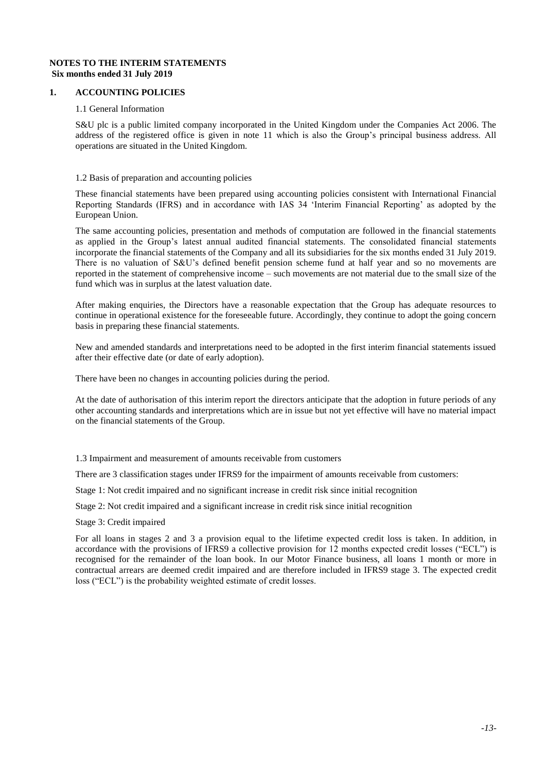**NOTES TO THE INTERIM STATEMENTS**
**Six months ended 31 July 2019**

## 1. ACCOUNTING POLICIES

### 1.1 General Information

S&U plc is a public limited company incorporated in the United Kingdom under the Companies Act 2006. The address of the registered office is given in note 11 which is also the Group's principal business address. All operations are situated in the United Kingdom.

### 1.2 Basis of preparation and accounting policies

These financial statements have been prepared using accounting policies consistent with International Financial Reporting Standards (IFRS) and in accordance with IAS 34 'Interim Financial Reporting' as adopted by the European Union.

The same accounting policies, presentation and methods of computation are followed in the financial statements as applied in the Group's latest annual audited financial statements. The consolidated financial statements incorporate the financial statements of the Company and all its subsidiaries for the six months ended 31 July 2019. There is no valuation of S&U's defined benefit pension scheme fund at half year and so no movements are reported in the statement of comprehensive income – such movements are not material due to the small size of the fund which was in surplus at the latest valuation date.

After making enquiries, the Directors have a reasonable expectation that the Group has adequate resources to continue in operational existence for the foreseeable future. Accordingly, they continue to adopt the going concern basis in preparing these financial statements.

New and amended standards and interpretations need to be adopted in the first interim financial statements issued after their effective date (or date of early adoption).

There have been no changes in accounting policies during the period.

At the date of authorisation of this interim report the directors anticipate that the adoption in future periods of any other accounting standards and interpretations which are in issue but not yet effective will have no material impact on the financial statements of the Group.

### 1.3 Impairment and measurement of amounts receivable from customers

There are 3 classification stages under IFRS9 for the impairment of amounts receivable from customers:

Stage 1: Not credit impaired and no significant increase in credit risk since initial recognition

Stage 2: Not credit impaired and a significant increase in credit risk since initial recognition

Stage 3: Credit impaired

For all loans in stages 2 and 3 a provision equal to the lifetime expected credit loss is taken. In addition, in accordance with the provisions of IFRS9 a collective provision for 12 months expected credit losses ("ECL") is recognised for the remainder of the loan book. In our Motor Finance business, all loans 1 month or more in contractual arrears are deemed credit impaired and are therefore included in IFRS9 stage 3. The expected credit loss ("ECL") is the probability weighted estimate of credit losses.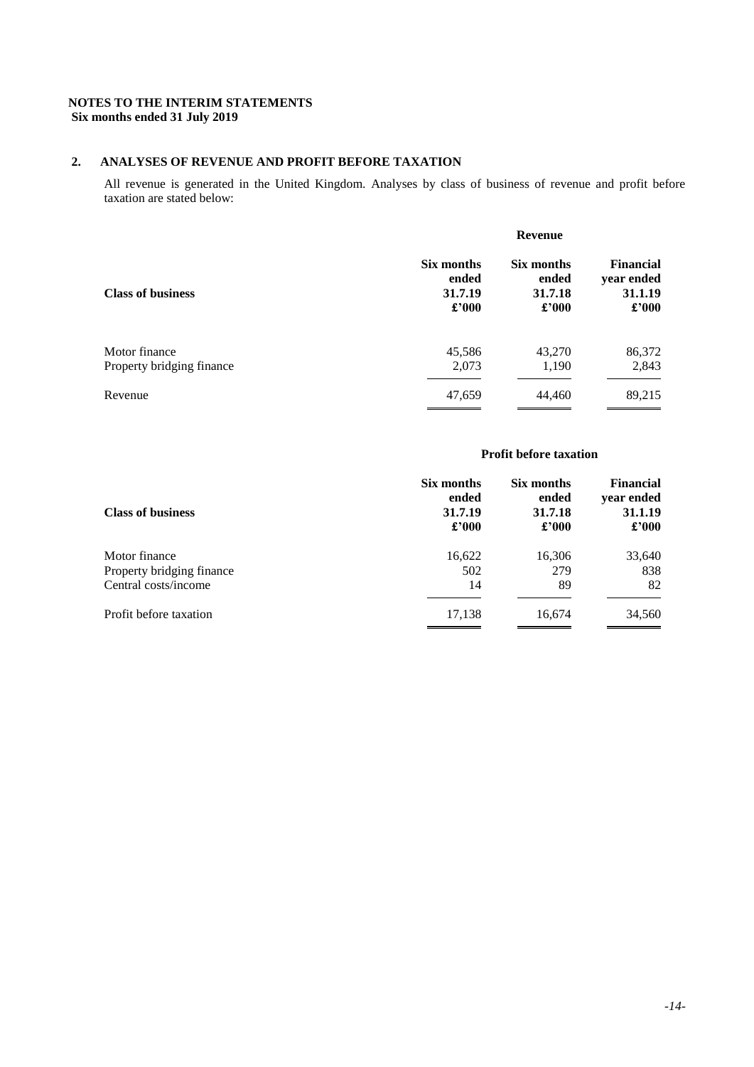**NOTES TO THE INTERIM STATEMENTS**
**Six months ended 31 July 2019**

## 2. ANALYSES OF REVENUE AND PROFIT BEFORE TAXATION

All revenue is generated in the United Kingdom. Analyses by class of business of revenue and profit before taxation are stated below:

| | **Revenue** | | |
|---|---|---|---|
| **Class of business** | **Six months ended 31.7.19 £'000** | **Six months ended 31.7.18 £'000** | **Financial year ended 31.1.19 £'000** |
| Motor finance | 45,586 | 43,270 | 86,372 |
| Property bridging finance | 2,073 | 1,190 | 2,843 |
| Revenue | 47,659 | 44,460 | 89,215 |

| | **Profit before taxation** | | |
|---|---|---|---|
| **Class of business** | **Six months ended 31.7.19 £'000** | **Six months ended 31.7.18 £'000** | **Financial year ended 31.1.19 £'000** |
| Motor finance | 16,622 | 16,306 | 33,640 |
| Property bridging finance | 502 | 279 | 838 |
| Central costs/income | 14 | 89 | 82 |
| Profit before taxation | 17,138 | 16,674 | 34,560 |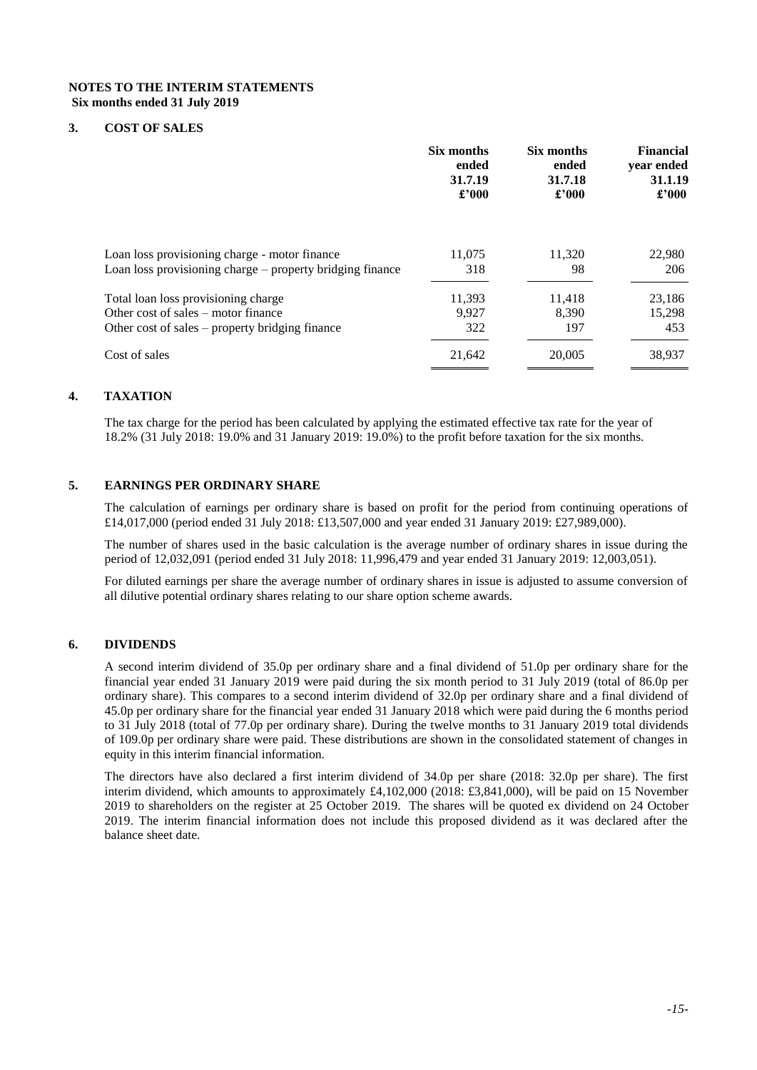## NOTES TO THE INTERIM STATEMENTS
**Six months ended 31 July 2019**

### 3. COST OF SALES

| | Six months ended 31.7.19 £'000 | Six months ended 31.7.18 £'000 | Financial year ended 31.1.19 £'000 |
|---|---|---|---|
| Loan loss provisioning charge - motor finance | 11,075 | 11,320 | 22,980 |
| Loan loss provisioning charge – property bridging finance | 318 | 98 | 206 |
| Total loan loss provisioning charge | 11,393 | 11,418 | 23,186 |
| Other cost of sales – motor finance | 9,927 | 8,390 | 15,298 |
| Other cost of sales – property bridging finance | 322 | 197 | 453 |
| Cost of sales | 21,642 | 20,005 | 38,937 |

### 4. TAXATION

The tax charge for the period has been calculated by applying the estimated effective tax rate for the year of 18.2% (31 July 2018: 19.0% and 31 January 2019: 19.0%) to the profit before taxation for the six months.

### 5. EARNINGS PER ORDINARY SHARE

The calculation of earnings per ordinary share is based on profit for the period from continuing operations of £14,017,000 (period ended 31 July 2018: £13,507,000 and year ended 31 January 2019: £27,989,000).

The number of shares used in the basic calculation is the average number of ordinary shares in issue during the period of 12,032,091 (period ended 31 July 2018: 11,996,479 and year ended 31 January 2019: 12,003,051).

For diluted earnings per share the average number of ordinary shares in issue is adjusted to assume conversion of all dilutive potential ordinary shares relating to our share option scheme awards.

### 6. DIVIDENDS

A second interim dividend of 35.0p per ordinary share and a final dividend of 51.0p per ordinary share for the financial year ended 31 January 2019 were paid during the six month period to 31 July 2019 (total of 86.0p per ordinary share). This compares to a second interim dividend of 32.0p per ordinary share and a final dividend of 45.0p per ordinary share for the financial year ended 31 January 2018 which were paid during the 6 months period to 31 July 2018 (total of 77.0p per ordinary share). During the twelve months to 31 January 2019 total dividends of 109.0p per ordinary share were paid. These distributions are shown in the consolidated statement of changes in equity in this interim financial information.

The directors have also declared a first interim dividend of 34.0p per share (2018: 32.0p per share). The first interim dividend, which amounts to approximately £4,102,000 (2018: £3,841,000), will be paid on 15 November 2019 to shareholders on the register at 25 October 2019. The shares will be quoted ex dividend on 24 October 2019. The interim financial information does not include this proposed dividend as it was declared after the balance sheet date.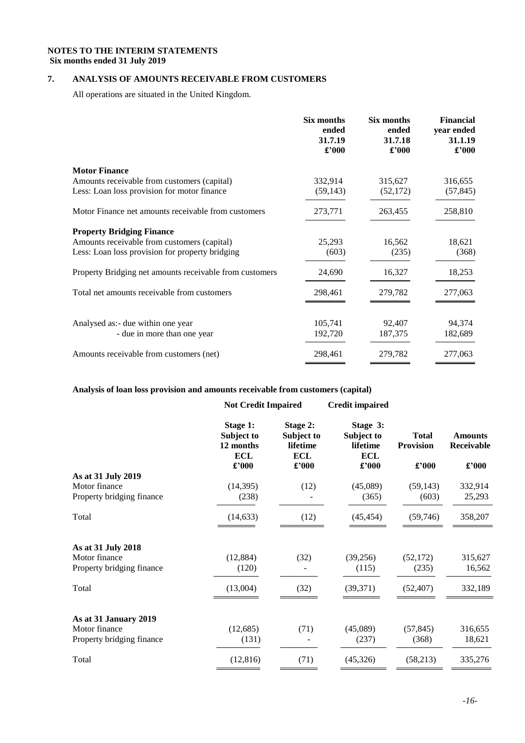**NOTES TO THE INTERIM STATEMENTS**
**Six months ended 31 July 2019**

## 7. ANALYSIS OF AMOUNTS RECEIVABLE FROM CUSTOMERS

All operations are situated in the United Kingdom.

| | Six months ended 31.7.19 £'000 | Six months ended 31.7.18 £'000 | Financial year ended 31.1.19 £'000 |
|---|---|---|---|
| **Motor Finance** | | | |
| Amounts receivable from customers (capital) | 332,914 | 315,627 | 316,655 |
| Less: Loan loss provision for motor finance | (59,143) | (52,172) | (57,845) |
| Motor Finance net amounts receivable from customers | 273,771 | 263,455 | 258,810 |
| **Property Bridging Finance** | | | |
| Amounts receivable from customers (capital) | 25,293 | 16,562 | 18,621 |
| Less: Loan loss provision for property bridging | (603) | (235) | (368) |
| Property Bridging net amounts receivable from customers | 24,690 | 16,327 | 18,253 |
| Total net amounts receivable from customers | 298,461 | 279,782 | 277,063 |
| Analysed as:- due within one year | 105,741 | 92,407 | 94,374 |
| - due in more than one year | 192,720 | 187,375 | 182,689 |
| Amounts receivable from customers (net) | 298,461 | 279,782 | 277,063 |

**Analysis of loan loss provision and amounts receivable from customers (capital)**

| | Not Credit Impaired | | Credit impaired | | |
|---|---|---|---|---|---|
| | Stage 1: Subject to 12 months ECL £'000 | Stage 2: Subject to lifetime ECL £'000 | Stage 3: Subject to lifetime ECL £'000 | Total Provision £'000 | Amounts Receivable £'000 |
| **As at 31 July 2019** | | | | | |
| Motor finance | (14,395) | (12) | (45,089) | (59,143) | 332,914 |
| Property bridging finance | (238) | - | (365) | (603) | 25,293 |
| Total | (14,633) | (12) | (45,454) | (59,746) | 358,207 |
| **As at 31 July 2018** | | | | | |
| Motor finance | (12,884) | (32) | (39,256) | (52,172) | 315,627 |
| Property bridging finance | (120) | - | (115) | (235) | 16,562 |
| Total | (13,004) | (32) | (39,371) | (52,407) | 332,189 |
| **As at 31 January 2019** | | | | | |
| Motor finance | (12,685) | (71) | (45,089) | (57,845) | 316,655 |
| Property bridging finance | (131) | - | (237) | (368) | 18,621 |
| Total | (12,816) | (71) | (45,326) | (58,213) | 335,276 |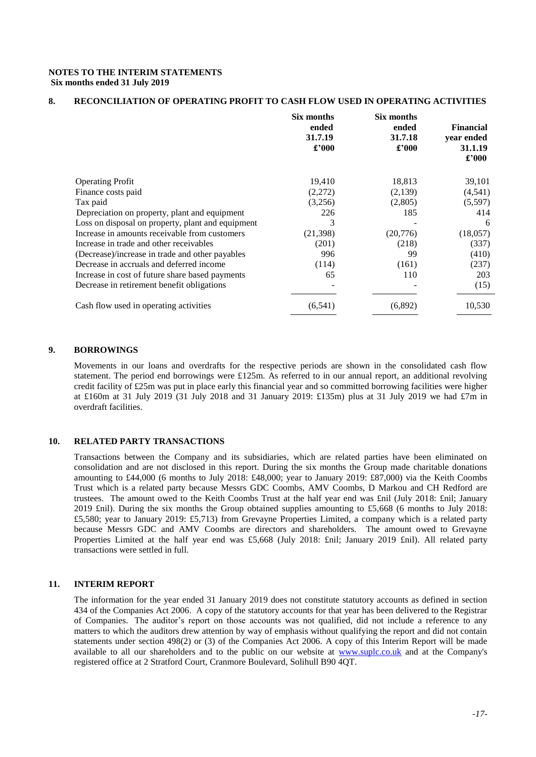**NOTES TO THE INTERIM STATEMENTS**
**Six months ended 31 July 2019**

## 8. RECONCILIATION OF OPERATING PROFIT TO CASH FLOW USED IN OPERATING ACTIVITIES

| | Six months ended 31.7.19 £'000 | Six months ended 31.7.18 £'000 | Financial year ended 31.1.19 £'000 |
|---|---|---|---|
| Operating Profit | 19,410 | 18,813 | 39,101 |
| Finance costs paid | (2,272) | (2,139) | (4,541) |
| Tax paid | (3,256) | (2,805) | (5,597) |
| Depreciation on property, plant and equipment | 226 | 185 | 414 |
| Loss on disposal on property, plant and equipment | 3 | - | 6 |
| Increase in amounts receivable from customers | (21,398) | (20,776) | (18,057) |
| Increase in trade and other receivables | (201) | (218) | (337) |
| (Decrease)/increase in trade and other payables | 996 | 99 | (410) |
| Decrease in accruals and deferred income | (114) | (161) | (237) |
| Increase in cost of future share based payments | 65 | 110 | 203 |
| Decrease in retirement benefit obligations | - | - | (15) |
| Cash flow used in operating activities | (6,541) | (6,892) | 10,530 |

## 9. BORROWINGS

Movements in our loans and overdrafts for the respective periods are shown in the consolidated cash flow statement. The period end borrowings were £125m. As referred to in our annual report, an additional revolving credit facility of £25m was put in place early this financial year and so committed borrowing facilities were higher at £160m at 31 July 2019 (31 July 2018 and 31 January 2019: £135m) plus at 31 July 2019 we had £7m in overdraft facilities.

## 10. RELATED PARTY TRANSACTIONS

Transactions between the Company and its subsidiaries, which are related parties have been eliminated on consolidation and are not disclosed in this report. During the six months the Group made charitable donations amounting to £44,000 (6 months to July 2018: £48,000; year to January 2019: £87,000) via the Keith Coombs Trust which is a related party because Messrs GDC Coombs, AMV Coombs, D Markou and CH Redford are trustees. The amount owed to the Keith Coombs Trust at the half year end was £nil (July 2018: £nil; January 2019 £nil). During the six months the Group obtained supplies amounting to £5,668 (6 months to July 2018: £5,580; year to January 2019: £5,713) from Grevayne Properties Limited, a company which is a related party because Messrs GDC and AMV Coombs are directors and shareholders. The amount owed to Grevayne Properties Limited at the half year end was £5,668 (July 2018: £nil; January 2019 £nil). All related party transactions were settled in full.

## 11. INTERIM REPORT

The information for the year ended 31 January 2019 does not constitute statutory accounts as defined in section 434 of the Companies Act 2006. A copy of the statutory accounts for that year has been delivered to the Registrar of Companies. The auditor's report on those accounts was not qualified, did not include a reference to any matters to which the auditors drew attention by way of emphasis without qualifying the report and did not contain statements under section 498(2) or (3) of the Companies Act 2006. A copy of this Interim Report will be made available to all our shareholders and to the public on our website at www.suplc.co.uk and at the Company's registered office at 2 Stratford Court, Cranmore Boulevard, Solihull B90 4QT.